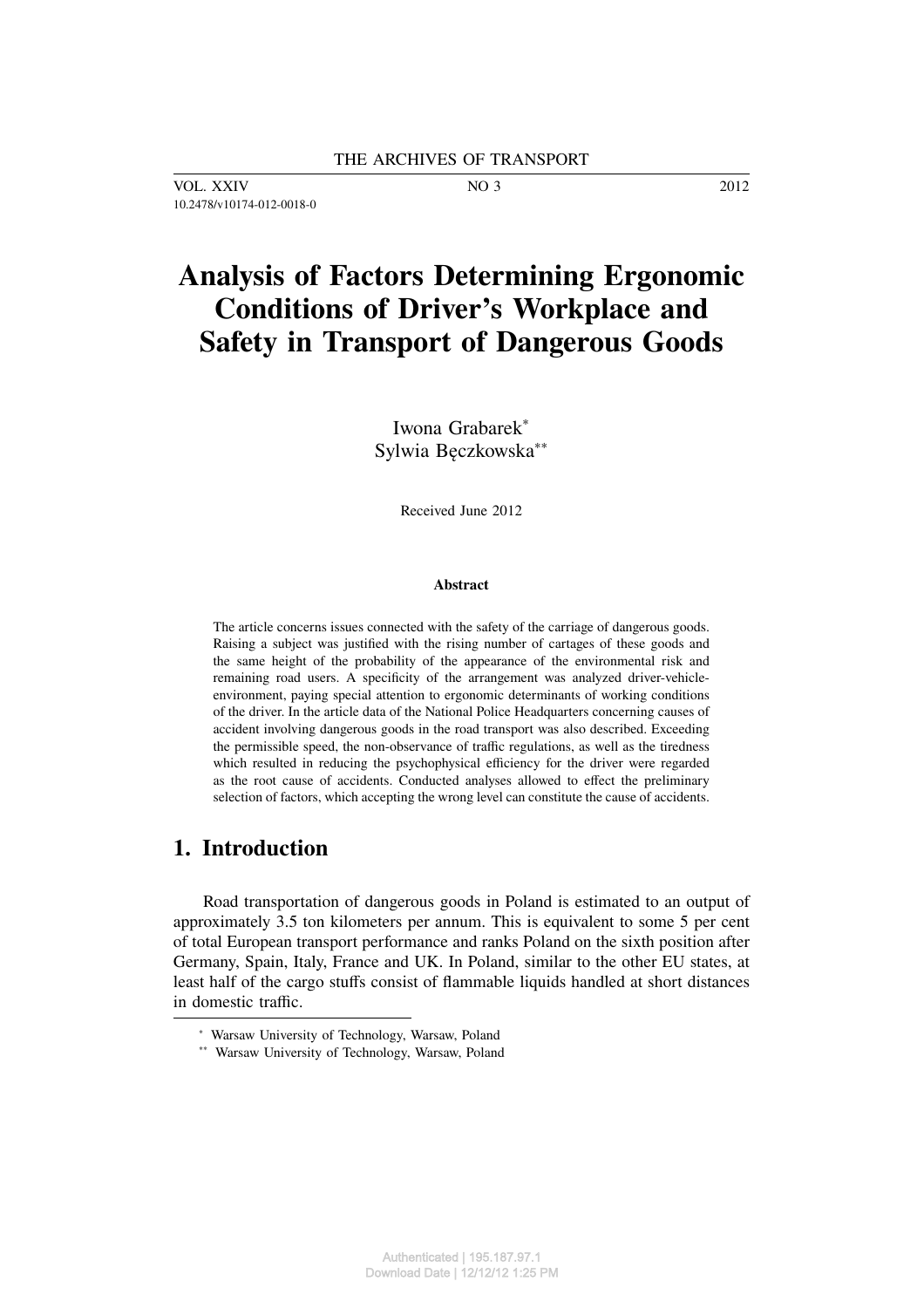# Analysis of Factors Determining Ergonomic Conditions of Driver's Workplace and Safety in Transport of Dangerous Goods

Iwona Grabarek[*]
Sylwia Bęczkowska[**]

Received June 2012

**Abstract**

The article concerns issues connected with the safety of the carriage of dangerous goods. Raising a subject was justified with the rising number of cartages of these goods and the same height of the probability of the appearance of the environmental risk and remaining road users. A specificity of the arrangement was analyzed driver-vehicle-environment, paying special attention to ergonomic determinants of working conditions of the driver. In the article data of the National Police Headquarters concerning causes of accident involving dangerous goods in the road transport was also described. Exceeding the permissible speed, the non-observance of traffic regulations, as well as the tiredness which resulted in reducing the psychophysical efficiency for the driver were regarded as the root cause of accidents. Conducted analyses allowed to effect the preliminary selection of factors, which accepting the wrong level can constitute the cause of accidents.

## 1. Introduction

Road transportation of dangerous goods in Poland is estimated to an output of approximately 3.5 ton kilometers per annum. This is equivalent to some 5 per cent of total European transport performance and ranks Poland on the sixth position after Germany, Spain, Italy, France and UK. In Poland, similar to the other EU states, at least half of the cargo stuffs consist of flammable liquids handled at short distances in domestic traffic.

[*] Warsaw University of Technology, Warsaw, Poland
[**] Warsaw University of Technology, Warsaw, Poland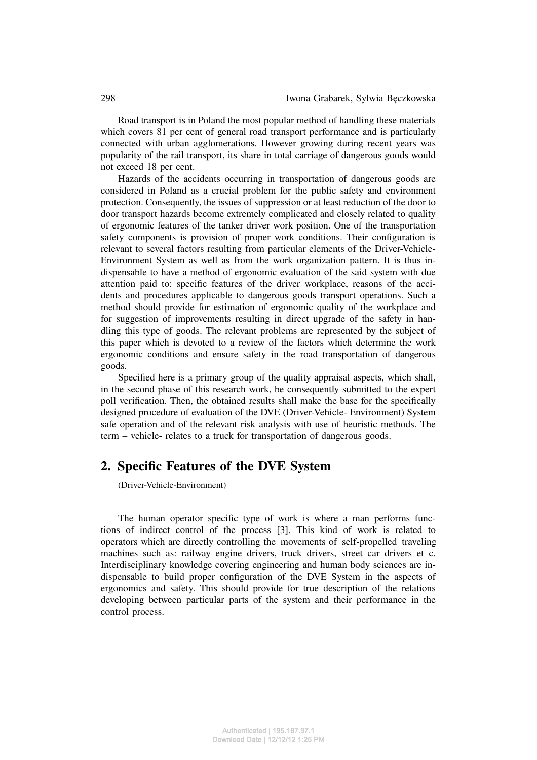Road transport is in Poland the most popular method of handling these materials which covers 81 per cent of general road transport performance and is particularly connected with urban agglomerations. However growing during recent years was popularity of the rail transport, its share in total carriage of dangerous goods would not exceed 18 per cent.

Hazards of the accidents occurring in transportation of dangerous goods are considered in Poland as a crucial problem for the public safety and environment protection. Consequently, the issues of suppression or at least reduction of the door to door transport hazards become extremely complicated and closely related to quality of ergonomic features of the tanker driver work position. One of the transportation safety components is provision of proper work conditions. Their configuration is relevant to several factors resulting from particular elements of the Driver-Vehicle-Environment System as well as from the work organization pattern. It is thus indispensable to have a method of ergonomic evaluation of the said system with due attention paid to: specific features of the driver workplace, reasons of the accidents and procedures applicable to dangerous goods transport operations. Such a method should provide for estimation of ergonomic quality of the workplace and for suggestion of improvements resulting in direct upgrade of the safety in handling this type of goods. The relevant problems are represented by the subject of this paper which is devoted to a review of the factors which determine the work ergonomic conditions and ensure safety in the road transportation of dangerous goods.

Specified here is a primary group of the quality appraisal aspects, which shall, in the second phase of this research work, be consequently submitted to the expert poll verification. Then, the obtained results shall make the base for the specifically designed procedure of evaluation of the DVE (Driver-Vehicle- Environment) System safe operation and of the relevant risk analysis with use of heuristic methods. The term – vehicle- relates to a truck for transportation of dangerous goods.

## 2. Specific Features of the DVE System

(Driver-Vehicle-Environment)

The human operator specific type of work is where a man performs functions of indirect control of the process [3]. This kind of work is related to operators which are directly controlling the movements of self-propelled traveling machines such as: railway engine drivers, truck drivers, street car drivers et c. Interdisciplinary knowledge covering engineering and human body sciences are indispensable to build proper configuration of the DVE System in the aspects of ergonomics and safety. This should provide for true description of the relations developing between particular parts of the system and their performance in the control process.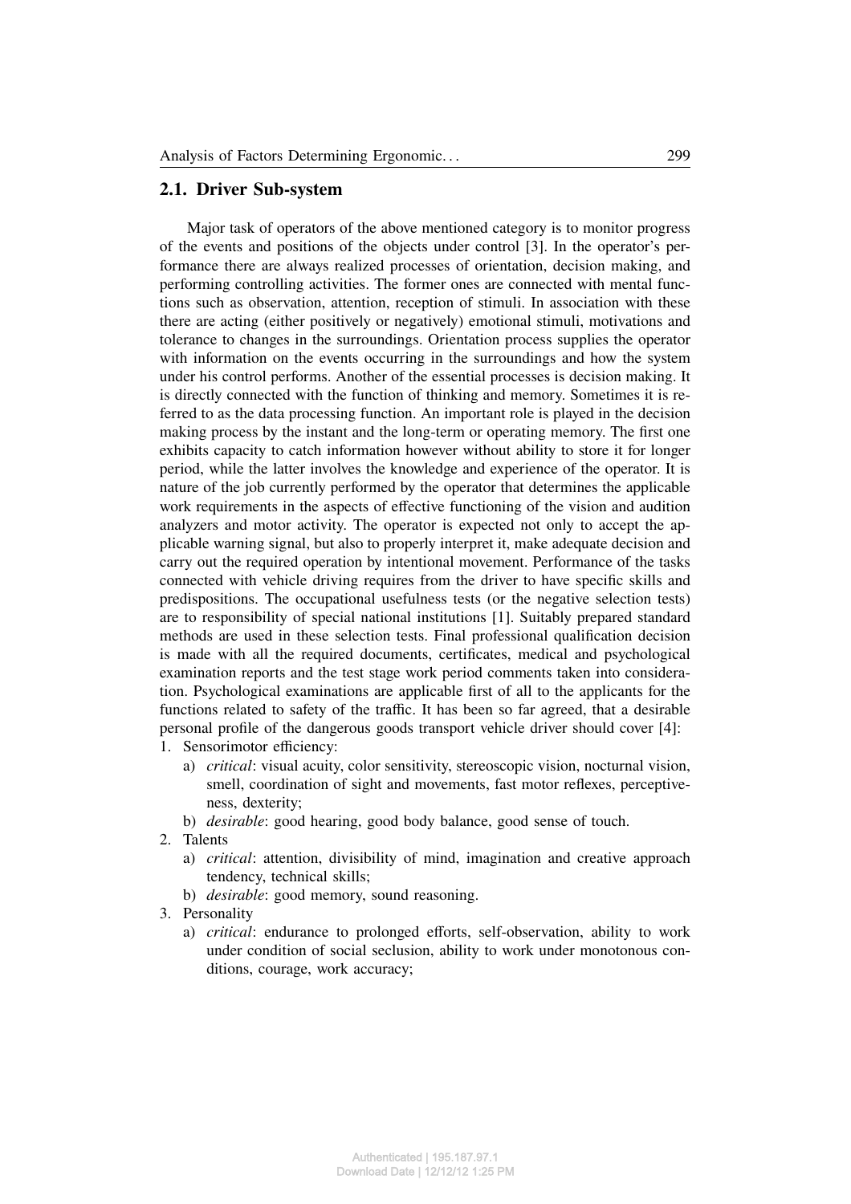## 2.1. Driver Sub-system

Major task of operators of the above mentioned category is to monitor progress of the events and positions of the objects under control [3]. In the operator's performance there are always realized processes of orientation, decision making, and performing controlling activities. The former ones are connected with mental functions such as observation, attention, reception of stimuli. In association with these there are acting (either positively or negatively) emotional stimuli, motivations and tolerance to changes in the surroundings. Orientation process supplies the operator with information on the events occurring in the surroundings and how the system under his control performs. Another of the essential processes is decision making. It is directly connected with the function of thinking and memory. Sometimes it is referred to as the data processing function. An important role is played in the decision making process by the instant and the long-term or operating memory. The first one exhibits capacity to catch information however without ability to store it for longer period, while the latter involves the knowledge and experience of the operator. It is nature of the job currently performed by the operator that determines the applicable work requirements in the aspects of effective functioning of the vision and audition analyzers and motor activity. The operator is expected not only to accept the applicable warning signal, but also to properly interpret it, make adequate decision and carry out the required operation by intentional movement. Performance of the tasks connected with vehicle driving requires from the driver to have specific skills and predispositions. The occupational usefulness tests (or the negative selection tests) are to responsibility of special national institutions [1]. Suitably prepared standard methods are used in these selection tests. Final professional qualification decision is made with all the required documents, certificates, medical and psychological examination reports and the test stage work period comments taken into consideration. Psychological examinations are applicable first of all to the applicants for the functions related to safety of the traffic. It has been so far agreed, that a desirable personal profile of the dangerous goods transport vehicle driver should cover [4]:

1. Sensorimotor efficiency:
   a) *critical*: visual acuity, color sensitivity, stereoscopic vision, nocturnal vision, smell, coordination of sight and movements, fast motor reflexes, perceptiveness, dexterity;
   b) *desirable*: good hearing, good body balance, good sense of touch.
2. Talents
   a) *critical*: attention, divisibility of mind, imagination and creative approach tendency, technical skills;
   b) *desirable*: good memory, sound reasoning.
3. Personality
   a) *critical*: endurance to prolonged efforts, self-observation, ability to work under condition of social seclusion, ability to work under monotonous conditions, courage, work accuracy;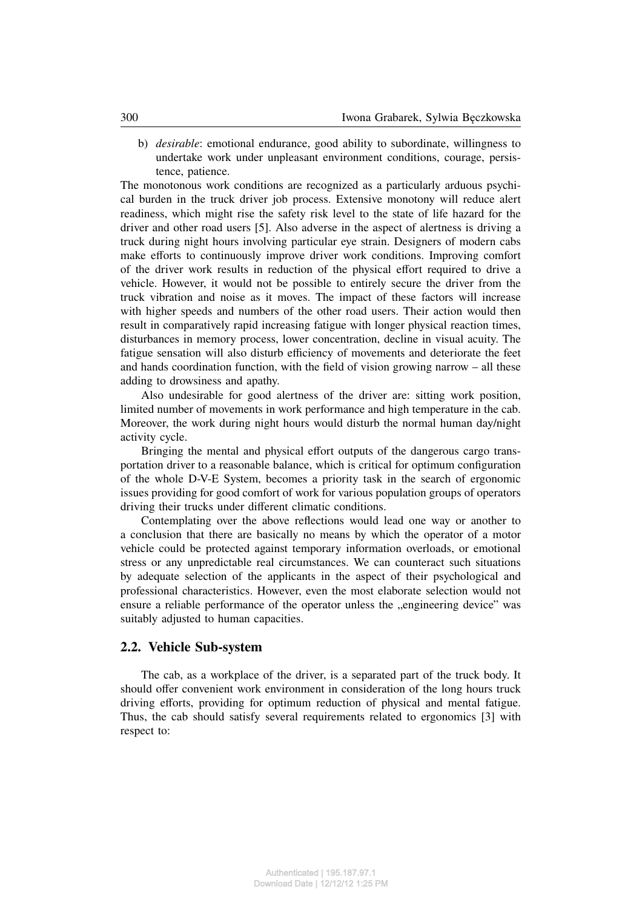b) *desirable*: emotional endurance, good ability to subordinate, willingness to undertake work under unpleasant environment conditions, courage, persistence, patience.

The monotonous work conditions are recognized as a particularly arduous psychical burden in the truck driver job process. Extensive monotony will reduce alert readiness, which might rise the safety risk level to the state of life hazard for the driver and other road users [5]. Also adverse in the aspect of alertness is driving a truck during night hours involving particular eye strain. Designers of modern cabs make efforts to continuously improve driver work conditions. Improving comfort of the driver work results in reduction of the physical effort required to drive a vehicle. However, it would not be possible to entirely secure the driver from the truck vibration and noise as it moves. The impact of these factors will increase with higher speeds and numbers of the other road users. Their action would then result in comparatively rapid increasing fatigue with longer physical reaction times, disturbances in memory process, lower concentration, decline in visual acuity. The fatigue sensation will also disturb efficiency of movements and deteriorate the feet and hands coordination function, with the field of vision growing narrow – all these adding to drowsiness and apathy.

Also undesirable for good alertness of the driver are: sitting work position, limited number of movements in work performance and high temperature in the cab. Moreover, the work during night hours would disturb the normal human day/night activity cycle.

Bringing the mental and physical effort outputs of the dangerous cargo transportation driver to a reasonable balance, which is critical for optimum configuration of the whole D-V-E System, becomes a priority task in the search of ergonomic issues providing for good comfort of work for various population groups of operators driving their trucks under different climatic conditions.

Contemplating over the above reflections would lead one way or another to a conclusion that there are basically no means by which the operator of a motor vehicle could be protected against temporary information overloads, or emotional stress or any unpredictable real circumstances. We can counteract such situations by adequate selection of the applicants in the aspect of their psychological and professional characteristics. However, even the most elaborate selection would not ensure a reliable performance of the operator unless the „engineering device" was suitably adjusted to human capacities.

## 2.2. Vehicle Sub-system

The cab, as a workplace of the driver, is a separated part of the truck body. It should offer convenient work environment in consideration of the long hours truck driving efforts, providing for optimum reduction of physical and mental fatigue. Thus, the cab should satisfy several requirements related to ergonomics [3] with respect to: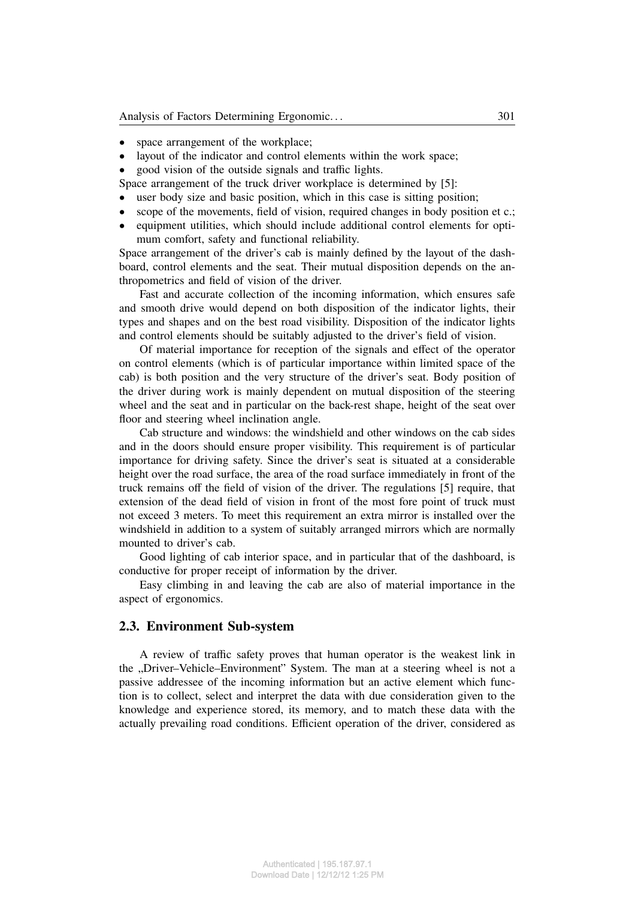- space arrangement of the workplace;
- layout of the indicator and control elements within the work space;
- good vision of the outside signals and traffic lights.

Space arrangement of the truck driver workplace is determined by [5]:

- user body size and basic position, which in this case is sitting position;
- scope of the movements, field of vision, required changes in body position et c.;
- equipment utilities, which should include additional control elements for optimum comfort, safety and functional reliability.

Space arrangement of the driver's cab is mainly defined by the layout of the dashboard, control elements and the seat. Their mutual disposition depends on the anthropometrics and field of vision of the driver.

Fast and accurate collection of the incoming information, which ensures safe and smooth drive would depend on both disposition of the indicator lights, their types and shapes and on the best road visibility. Disposition of the indicator lights and control elements should be suitably adjusted to the driver's field of vision.

Of material importance for reception of the signals and effect of the operator on control elements (which is of particular importance within limited space of the cab) is both position and the very structure of the driver's seat. Body position of the driver during work is mainly dependent on mutual disposition of the steering wheel and the seat and in particular on the back-rest shape, height of the seat over floor and steering wheel inclination angle.

Cab structure and windows: the windshield and other windows on the cab sides and in the doors should ensure proper visibility. This requirement is of particular importance for driving safety. Since the driver's seat is situated at a considerable height over the road surface, the area of the road surface immediately in front of the truck remains off the field of vision of the driver. The regulations [5] require, that extension of the dead field of vision in front of the most fore point of truck must not exceed 3 meters. To meet this requirement an extra mirror is installed over the windshield in addition to a system of suitably arranged mirrors which are normally mounted to driver's cab.

Good lighting of cab interior space, and in particular that of the dashboard, is conductive for proper receipt of information by the driver.

Easy climbing in and leaving the cab are also of material importance in the aspect of ergonomics.

## 2.3. Environment Sub-system

A review of traffic safety proves that human operator is the weakest link in the „Driver–Vehicle–Environment" System. The man at a steering wheel is not a passive addressee of the incoming information but an active element which function is to collect, select and interpret the data with due consideration given to the knowledge and experience stored, its memory, and to match these data with the actually prevailing road conditions. Efficient operation of the driver, considered as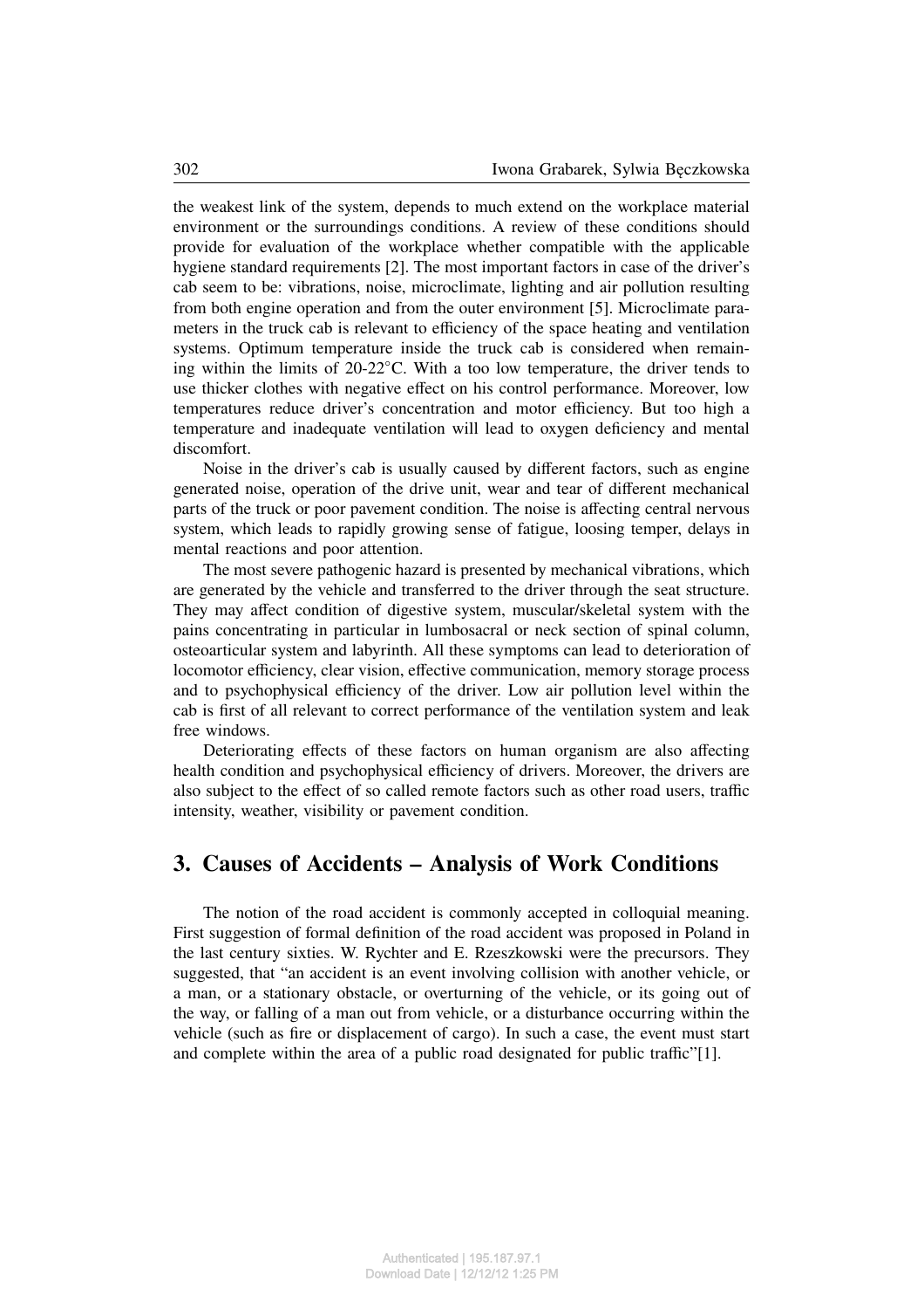the weakest link of the system, depends to much extend on the workplace material environment or the surroundings conditions. A review of these conditions should provide for evaluation of the workplace whether compatible with the applicable hygiene standard requirements [2]. The most important factors in case of the driver's cab seem to be: vibrations, noise, microclimate, lighting and air pollution resulting from both engine operation and from the outer environment [5]. Microclimate parameters in the truck cab is relevant to efficiency of the space heating and ventilation systems. Optimum temperature inside the truck cab is considered when remaining within the limits of 20-22°C. With a too low temperature, the driver tends to use thicker clothes with negative effect on his control performance. Moreover, low temperatures reduce driver's concentration and motor efficiency. But too high a temperature and inadequate ventilation will lead to oxygen deficiency and mental discomfort.

Noise in the driver's cab is usually caused by different factors, such as engine generated noise, operation of the drive unit, wear and tear of different mechanical parts of the truck or poor pavement condition. The noise is affecting central nervous system, which leads to rapidly growing sense of fatigue, loosing temper, delays in mental reactions and poor attention.

The most severe pathogenic hazard is presented by mechanical vibrations, which are generated by the vehicle and transferred to the driver through the seat structure. They may affect condition of digestive system, muscular/skeletal system with the pains concentrating in particular in lumbosacral or neck section of spinal column, osteoarticular system and labyrinth. All these symptoms can lead to deterioration of locomotor efficiency, clear vision, effective communication, memory storage process and to psychophysical efficiency of the driver. Low air pollution level within the cab is first of all relevant to correct performance of the ventilation system and leak free windows.

Deteriorating effects of these factors on human organism are also affecting health condition and psychophysical efficiency of drivers. Moreover, the drivers are also subject to the effect of so called remote factors such as other road users, traffic intensity, weather, visibility or pavement condition.

## 3. Causes of Accidents – Analysis of Work Conditions

The notion of the road accident is commonly accepted in colloquial meaning. First suggestion of formal definition of the road accident was proposed in Poland in the last century sixties. W. Rychter and E. Rzeszkowski were the precursors. They suggested, that "an accident is an event involving collision with another vehicle, or a man, or a stationary obstacle, or overturning of the vehicle, or its going out of the way, or falling of a man out from vehicle, or a disturbance occurring within the vehicle (such as fire or displacement of cargo). In such a case, the event must start and complete within the area of a public road designated for public traffic"[1].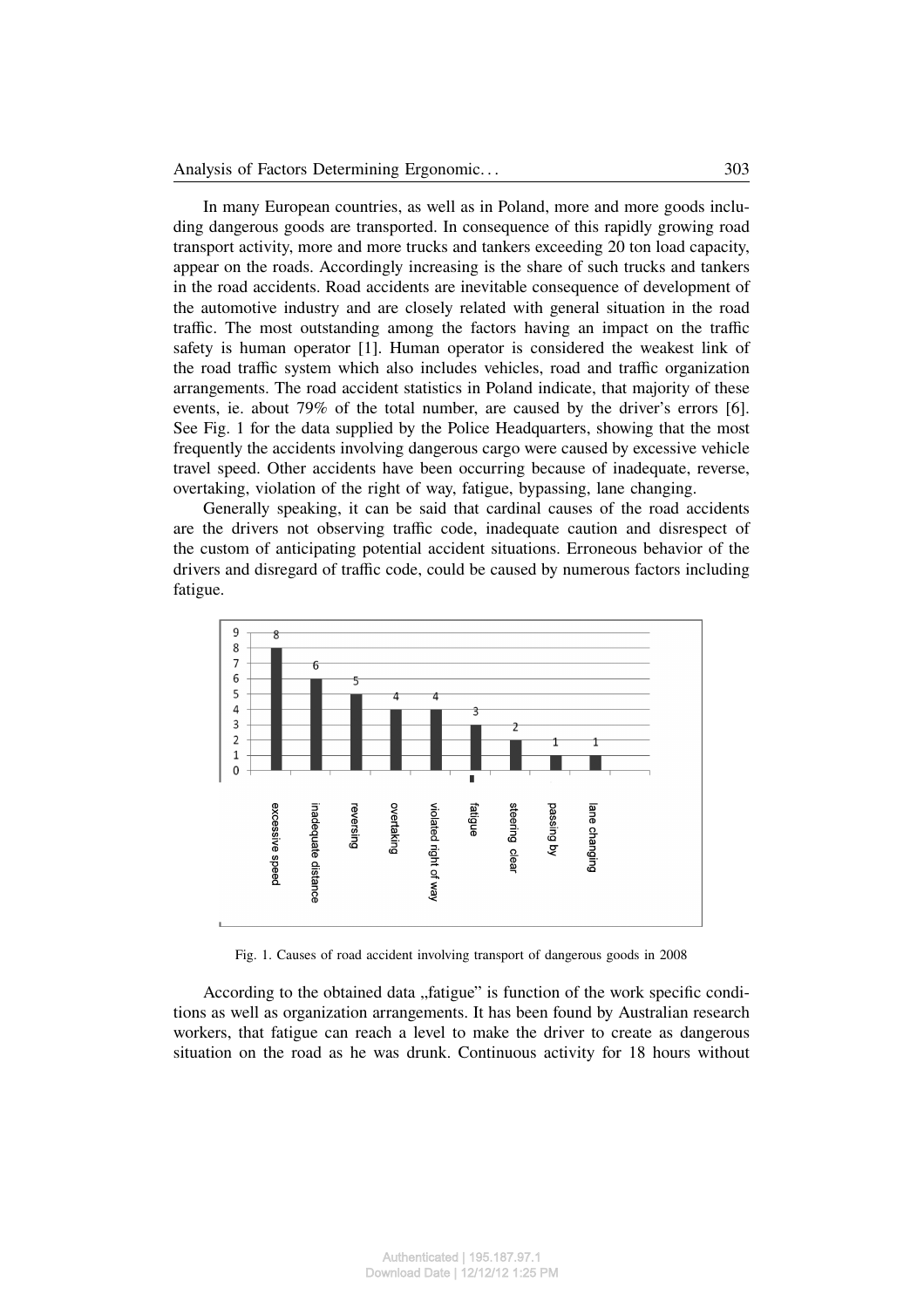In many European countries, as well as in Poland, more and more goods including dangerous goods are transported. In consequence of this rapidly growing road transport activity, more and more trucks and tankers exceeding 20 ton load capacity, appear on the roads. Accordingly increasing is the share of such trucks and tankers in the road accidents. Road accidents are inevitable consequence of development of the automotive industry and are closely related with general situation in the road traffic. The most outstanding among the factors having an impact on the traffic safety is human operator [1]. Human operator is considered the weakest link of the road traffic system which also includes vehicles, road and traffic organization arrangements. The road accident statistics in Poland indicate, that majority of these events, ie. about 79% of the total number, are caused by the driver's errors [6]. See Fig. 1 for the data supplied by the Police Headquarters, showing that the most frequently the accidents involving dangerous cargo were caused by excessive vehicle travel speed. Other accidents have been occurring because of inadequate, reverse, overtaking, violation of the right of way, fatigue, bypassing, lane changing.

Generally speaking, it can be said that cardinal causes of the road accidents are the drivers not observing traffic code, inadequate caution and disrespect of the custom of anticipating potential accident situations. Erroneous behavior of the drivers and disregard of traffic code, could be caused by numerous factors including fatigue.

| Cause | Number |
|---|---|
| excessive speed | 8 |
| inadequate distance | 6 |
| reversing | 5 |
| overtaking | 4 |
| violated right of way | 4 |
| fatigue | 3 |
| steering clear | 2 |
| passing by | 1 |
| lane changing | 1 |

Fig. 1. Causes of road accident involving transport of dangerous goods in 2008

According to the obtained data „fatigue" is function of the work specific conditions as well as organization arrangements. It has been found by Australian research workers, that fatigue can reach a level to make the driver to create as dangerous situation on the road as he was drunk. Continuous activity for 18 hours without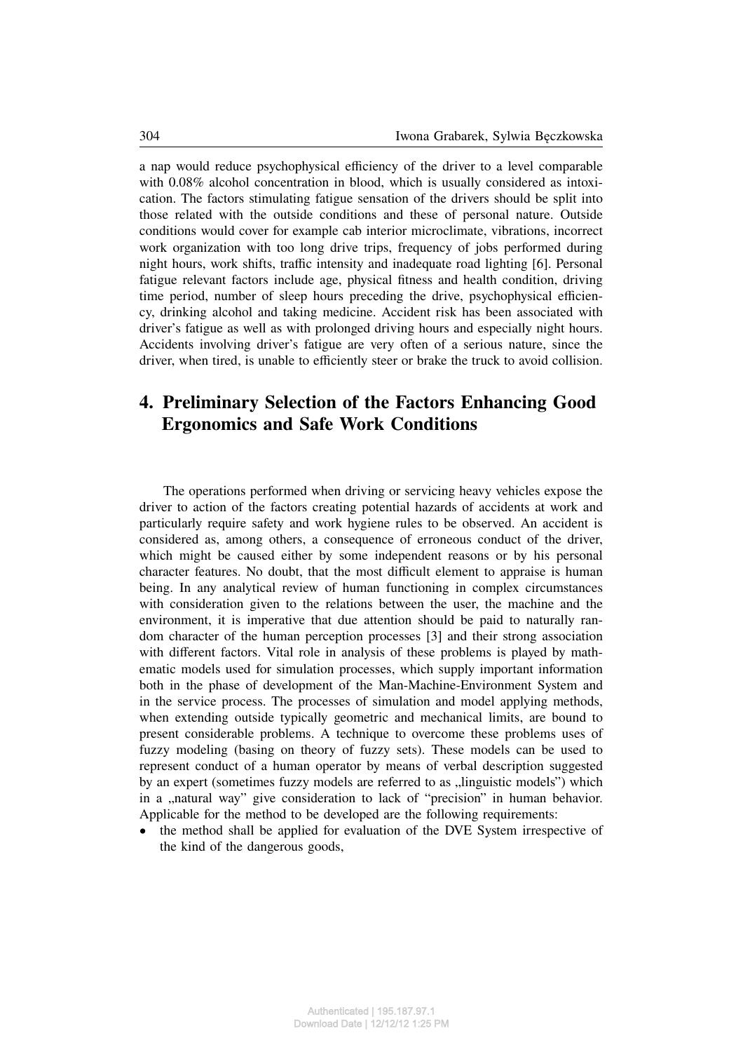a nap would reduce psychophysical efficiency of the driver to a level comparable with 0.08% alcohol concentration in blood, which is usually considered as intoxication. The factors stimulating fatigue sensation of the drivers should be split into those related with the outside conditions and these of personal nature. Outside conditions would cover for example cab interior microclimate, vibrations, incorrect work organization with too long drive trips, frequency of jobs performed during night hours, work shifts, traffic intensity and inadequate road lighting [6]. Personal fatigue relevant factors include age, physical fitness and health condition, driving time period, number of sleep hours preceding the drive, psychophysical efficiency, drinking alcohol and taking medicine. Accident risk has been associated with driver's fatigue as well as with prolonged driving hours and especially night hours. Accidents involving driver's fatigue are very often of a serious nature, since the driver, when tired, is unable to efficiently steer or brake the truck to avoid collision.

## 4. Preliminary Selection of the Factors Enhancing Good Ergonomics and Safe Work Conditions

The operations performed when driving or servicing heavy vehicles expose the driver to action of the factors creating potential hazards of accidents at work and particularly require safety and work hygiene rules to be observed. An accident is considered as, among others, a consequence of erroneous conduct of the driver, which might be caused either by some independent reasons or by his personal character features. No doubt, that the most difficult element to appraise is human being. In any analytical review of human functioning in complex circumstances with consideration given to the relations between the user, the machine and the environment, it is imperative that due attention should be paid to naturally random character of the human perception processes [3] and their strong association with different factors. Vital role in analysis of these problems is played by mathematic models used for simulation processes, which supply important information both in the phase of development of the Man-Machine-Environment System and in the service process. The processes of simulation and model applying methods, when extending outside typically geometric and mechanical limits, are bound to present considerable problems. A technique to overcome these problems uses of fuzzy modeling (basing on theory of fuzzy sets). These models can be used to represent conduct of a human operator by means of verbal description suggested by an expert (sometimes fuzzy models are referred to as „linguistic models") which in a „natural way" give consideration to lack of "precision" in human behavior. Applicable for the method to be developed are the following requirements:

- the method shall be applied for evaluation of the DVE System irrespective of the kind of the dangerous goods,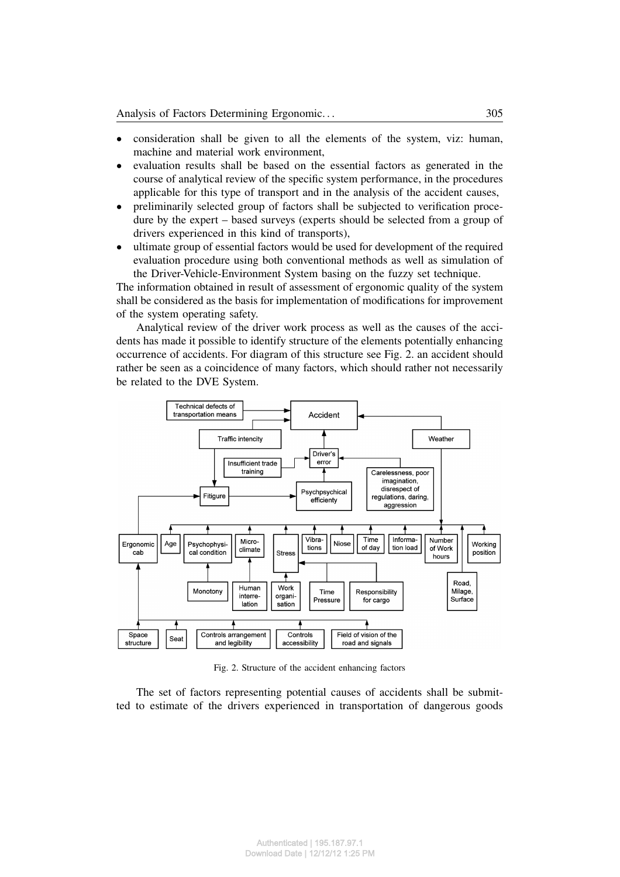- consideration shall be given to all the elements of the system, viz: human, machine and material work environment,
- evaluation results shall be based on the essential factors as generated in the course of analytical review of the specific system performance, in the procedures applicable for this type of transport and in the analysis of the accident causes,
- preliminarily selected group of factors shall be subjected to verification procedure by the expert – based surveys (experts should be selected from a group of drivers experienced in this kind of transports),
- ultimate group of essential factors would be used for development of the required evaluation procedure using both conventional methods as well as simulation of the Driver-Vehicle-Environment System basing on the fuzzy set technique.

The information obtained in result of assessment of ergonomic quality of the system shall be considered as the basis for implementation of modifications for improvement of the system operating safety.

Analytical review of the driver work process as well as the causes of the accidents has made it possible to identify structure of the elements potentially enhancing occurrence of accidents. For diagram of this structure see Fig. 2. an accident should rather be seen as a coincidence of many factors, which should rather not necessarily be related to the DVE System.

Fig. 2. Structure of the accident enhancing factors

The set of factors representing potential causes of accidents shall be submitted to estimate of the drivers experienced in transportation of dangerous goods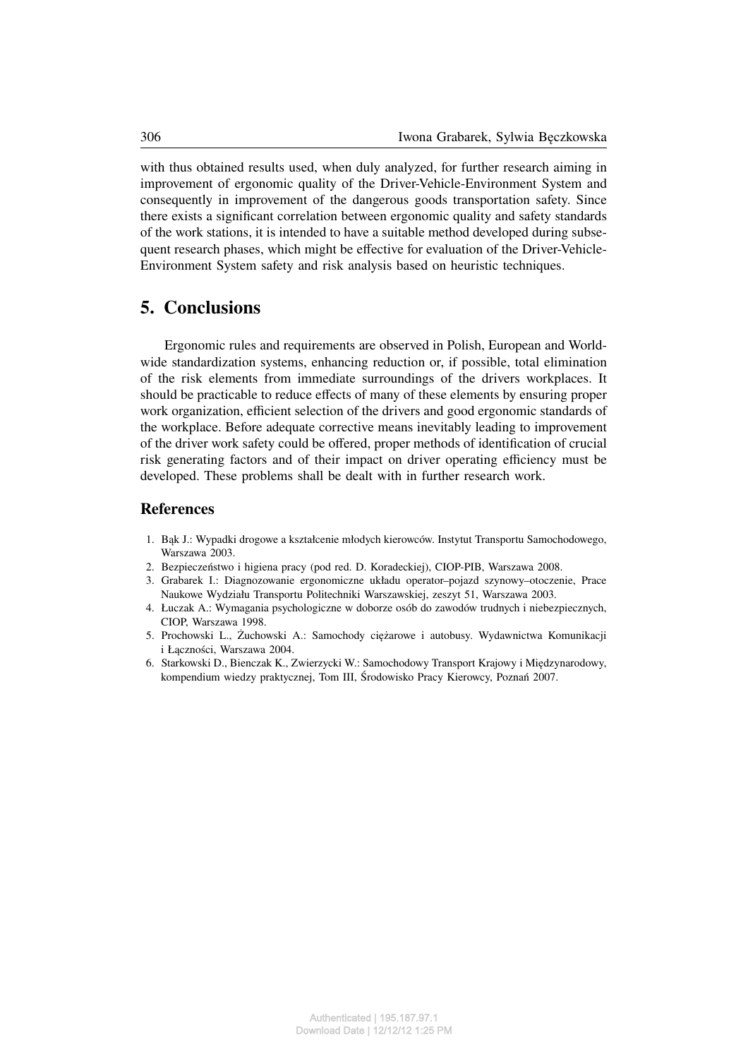with thus obtained results used, when duly analyzed, for further research aiming in improvement of ergonomic quality of the Driver-Vehicle-Environment System and consequently in improvement of the dangerous goods transportation safety. Since there exists a significant correlation between ergonomic quality and safety standards of the work stations, it is intended to have a suitable method developed during subsequent research phases, which might be effective for evaluation of the Driver-Vehicle-Environment System safety and risk analysis based on heuristic techniques.

## 5. Conclusions

Ergonomic rules and requirements are observed in Polish, European and World-wide standardization systems, enhancing reduction or, if possible, total elimination of the risk elements from immediate surroundings of the drivers workplaces. It should be practicable to reduce effects of many of these elements by ensuring proper work organization, efficient selection of the drivers and good ergonomic standards of the workplace. Before adequate corrective means inevitably leading to improvement of the driver work safety could be offered, proper methods of identification of crucial risk generating factors and of their impact on driver operating efficiency must be developed. These problems shall be dealt with in further research work.

### References

1. Bąk J.: Wypadki drogowe a kształcenie młodych kierowców. Instytut Transportu Samochodowego, Warszawa 2003.
2. Bezpieczeństwo i higiena pracy (pod red. D. Koradeckiej), CIOP-PIB, Warszawa 2008.
3. Grabarek I.: Diagnozowanie ergonomiczne układu operator–pojazd szynowy–otoczenie, Prace Naukowe Wydziału Transportu Politechniki Warszawskiej, zeszyt 51, Warszawa 2003.
4. Łuczak A.: Wymagania psychologiczne w doborze osób do zawodów trudnych i niebezpiecznych, CIOP, Warszawa 1998.
5. Prochowski L., Żuchowski A.: Samochody ciężarowe i autobusy. Wydawnictwa Komunikacji i Łączności, Warszawa 2004.
6. Starkowski D., Bienczak K., Zwierzycki W.: Samochodowy Transport Krajowy i Międzynarodowy, kompendium wiedzy praktycznej, Tom III, Środowisko Pracy Kierowcy, Poznań 2007.